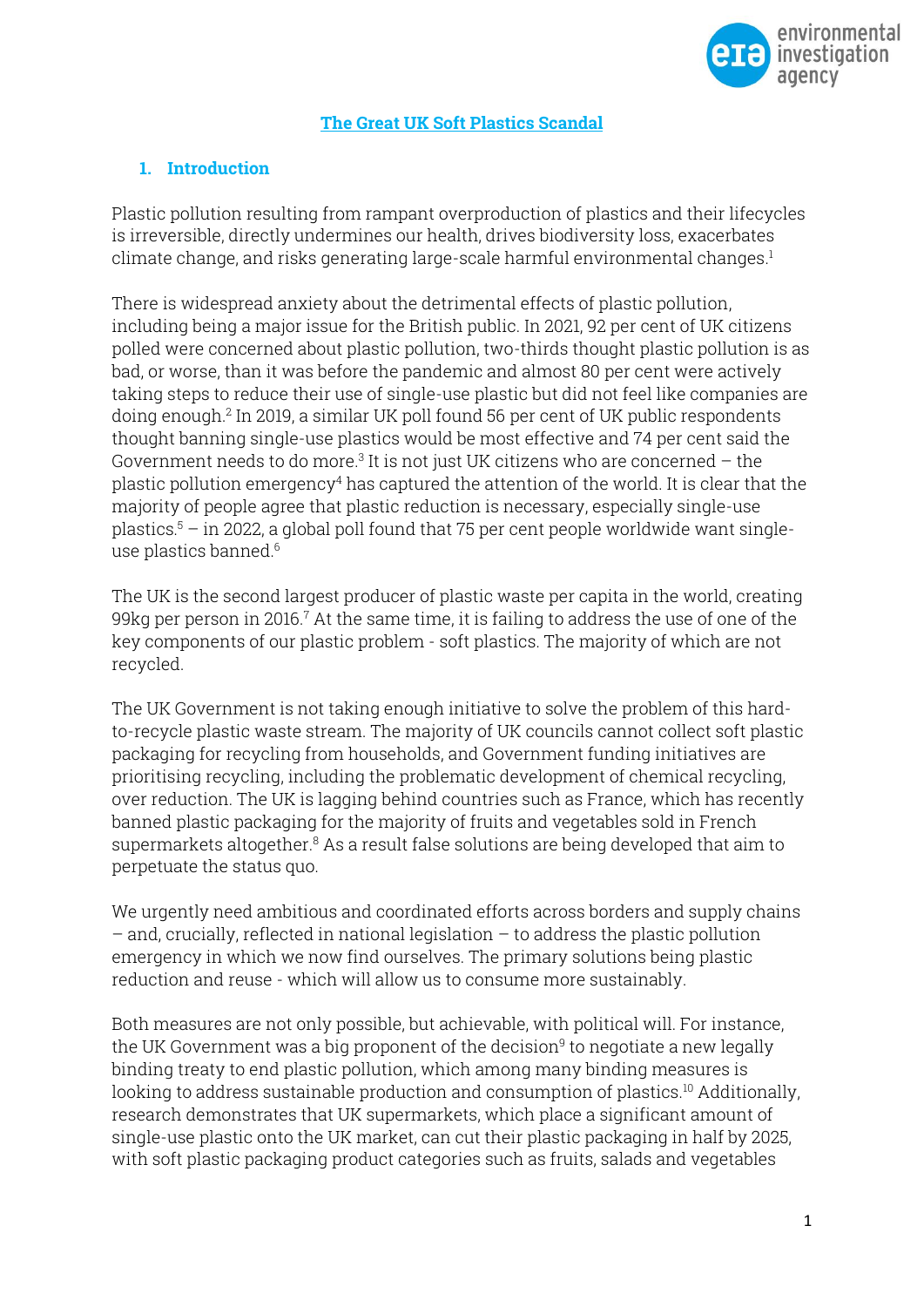# The Great UK Soft Plastics Scandal

## 1. Introduction

Plastic pollution resulting from rampant overproduction of plastics and their lifecycles is irreversible, directly undermines our health, drives biodiversity loss, exacerbates climate change, and risks generating large-scale harmful environmental changes.[1]

There is widespread anxiety about the detrimental effects of plastic pollution, including being a major issue for the British public. In 2021, 92 per cent of UK citizens polled were concerned about plastic pollution, two-thirds thought plastic pollution is as bad, or worse, than it was before the pandemic and almost 80 per cent were actively taking steps to reduce their use of single-use plastic but did not feel like companies are doing enough.[2] In 2019, a similar UK poll found 56 per cent of UK public respondents thought banning single-use plastics would be most effective and 74 per cent said the Government needs to do more.[3] It is not just UK citizens who are concerned – the plastic pollution emergency[4] has captured the attention of the world. It is clear that the majority of people agree that plastic reduction is necessary, especially single-use plastics.[5] – in 2022, a global poll found that 75 per cent people worldwide want single-use plastics banned.[6]

The UK is the second largest producer of plastic waste per capita in the world, creating 99kg per person in 2016.[7] At the same time, it is failing to address the use of one of the key components of our plastic problem - soft plastics. The majority of which are not recycled.

The UK Government is not taking enough initiative to solve the problem of this hard-to-recycle plastic waste stream. The majority of UK councils cannot collect soft plastic packaging for recycling from households, and Government funding initiatives are prioritising recycling, including the problematic development of chemical recycling, over reduction. The UK is lagging behind countries such as France, which has recently banned plastic packaging for the majority of fruits and vegetables sold in French supermarkets altogether.[8] As a result false solutions are being developed that aim to perpetuate the status quo.

We urgently need ambitious and coordinated efforts across borders and supply chains – and, crucially, reflected in national legislation – to address the plastic pollution emergency in which we now find ourselves. The primary solutions being plastic reduction and reuse - which will allow us to consume more sustainably.

Both measures are not only possible, but achievable, with political will. For instance, the UK Government was a big proponent of the decision[9] to negotiate a new legally binding treaty to end plastic pollution, which among many binding measures is looking to address sustainable production and consumption of plastics.[10] Additionally, research demonstrates that UK supermarkets, which place a significant amount of single-use plastic onto the UK market, can cut their plastic packaging in half by 2025, with soft plastic packaging product categories such as fruits, salads and vegetables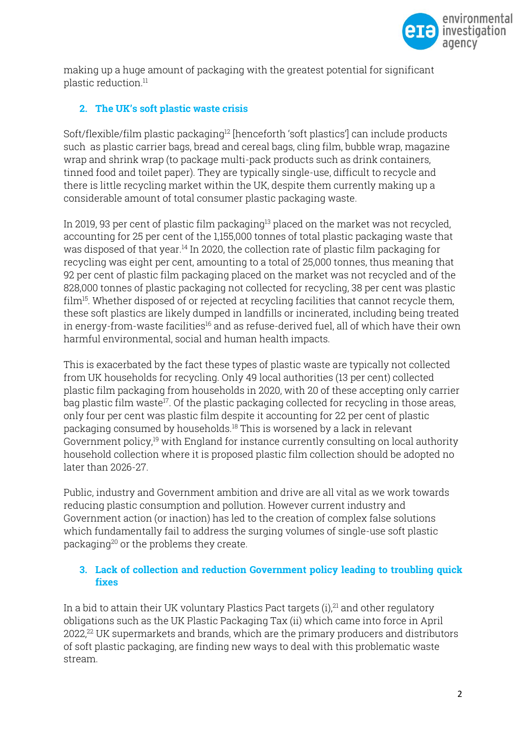making up a huge amount of packaging with the greatest potential for significant plastic reduction.[11]

## 2. The UK's soft plastic waste crisis

Soft/flexible/film plastic packaging[12] [henceforth 'soft plastics'] can include products such as plastic carrier bags, bread and cereal bags, cling film, bubble wrap, magazine wrap and shrink wrap (to package multi-pack products such as drink containers, tinned food and toilet paper). They are typically single-use, difficult to recycle and there is little recycling market within the UK, despite them currently making up a considerable amount of total consumer plastic packaging waste.

In 2019, 93 per cent of plastic film packaging[13] placed on the market was not recycled, accounting for 25 per cent of the 1,155,000 tonnes of total plastic packaging waste that was disposed of that year.[14] In 2020, the collection rate of plastic film packaging for recycling was eight per cent, amounting to a total of 25,000 tonnes, thus meaning that 92 per cent of plastic film packaging placed on the market was not recycled and of the 828,000 tonnes of plastic packaging not collected for recycling, 38 per cent was plastic film[15]. Whether disposed of or rejected at recycling facilities that cannot recycle them, these soft plastics are likely dumped in landfills or incinerated, including being treated in energy-from-waste facilities[16] and as refuse-derived fuel, all of which have their own harmful environmental, social and human health impacts.

This is exacerbated by the fact these types of plastic waste are typically not collected from UK households for recycling. Only 49 local authorities (13 per cent) collected plastic film packaging from households in 2020, with 20 of these accepting only carrier bag plastic film waste[17]. Of the plastic packaging collected for recycling in those areas, only four per cent was plastic film despite it accounting for 22 per cent of plastic packaging consumed by households.[18] This is worsened by a lack in relevant Government policy,[19] with England for instance currently consulting on local authority household collection where it is proposed plastic film collection should be adopted no later than 2026-27.

Public, industry and Government ambition and drive are all vital as we work towards reducing plastic consumption and pollution. However current industry and Government action (or inaction) has led to the creation of complex false solutions which fundamentally fail to address the surging volumes of single-use soft plastic packaging[20] or the problems they create.

## 3. Lack of collection and reduction Government policy leading to troubling quick fixes

In a bid to attain their UK voluntary Plastics Pact targets (i),[21] and other regulatory obligations such as the UK Plastic Packaging Tax (ii) which came into force in April 2022,[22] UK supermarkets and brands, which are the primary producers and distributors of soft plastic packaging, are finding new ways to deal with this problematic waste stream.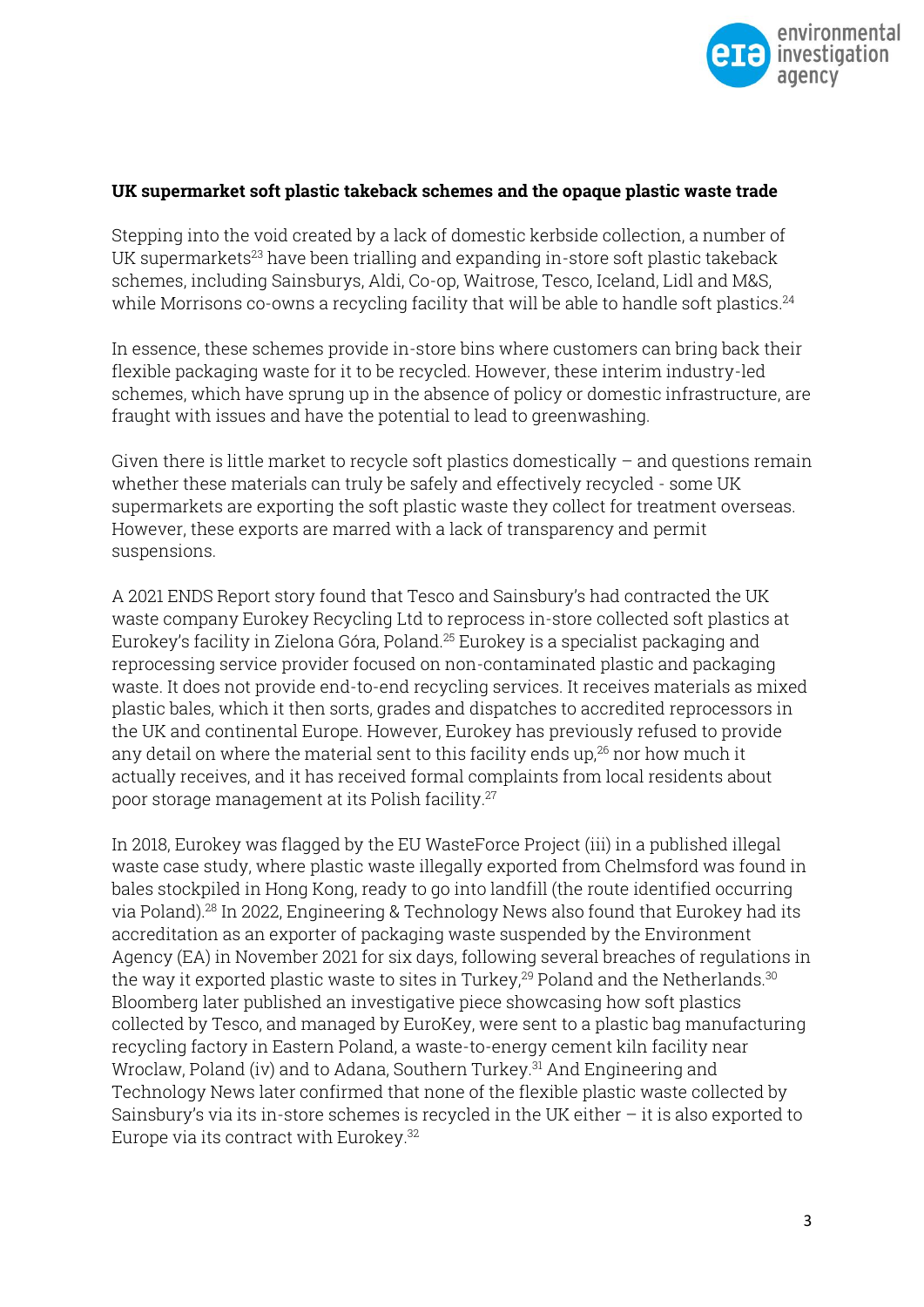**UK supermarket soft plastic takeback schemes and the opaque plastic waste trade**

Stepping into the void created by a lack of domestic kerbside collection, a number of UK supermarkets[23] have been trialling and expanding in-store soft plastic takeback schemes, including Sainsburys, Aldi, Co-op, Waitrose, Tesco, Iceland, Lidl and M&S, while Morrisons co-owns a recycling facility that will be able to handle soft plastics.[24]

In essence, these schemes provide in-store bins where customers can bring back their flexible packaging waste for it to be recycled. However, these interim industry-led schemes, which have sprung up in the absence of policy or domestic infrastructure, are fraught with issues and have the potential to lead to greenwashing.

Given there is little market to recycle soft plastics domestically – and questions remain whether these materials can truly be safely and effectively recycled - some UK supermarkets are exporting the soft plastic waste they collect for treatment overseas. However, these exports are marred with a lack of transparency and permit suspensions.

A 2021 ENDS Report story found that Tesco and Sainsbury's had contracted the UK waste company Eurokey Recycling Ltd to reprocess in-store collected soft plastics at Eurokey's facility in Zielona Góra, Poland.[25] Eurokey is a specialist packaging and reprocessing service provider focused on non-contaminated plastic and packaging waste. It does not provide end-to-end recycling services. It receives materials as mixed plastic bales, which it then sorts, grades and dispatches to accredited reprocessors in the UK and continental Europe. However, Eurokey has previously refused to provide any detail on where the material sent to this facility ends up,[26] nor how much it actually receives, and it has received formal complaints from local residents about poor storage management at its Polish facility.[27]

In 2018, Eurokey was flagged by the EU WasteForce Project (iii) in a published illegal waste case study, where plastic waste illegally exported from Chelmsford was found in bales stockpiled in Hong Kong, ready to go into landfill (the route identified occurring via Poland).[28] In 2022, Engineering & Technology News also found that Eurokey had its accreditation as an exporter of packaging waste suspended by the Environment Agency (EA) in November 2021 for six days, following several breaches of regulations in the way it exported plastic waste to sites in Turkey,[29] Poland and the Netherlands.[30] Bloomberg later published an investigative piece showcasing how soft plastics collected by Tesco, and managed by EuroKey, were sent to a plastic bag manufacturing recycling factory in Eastern Poland, a waste-to-energy cement kiln facility near Wroclaw, Poland (iv) and to Adana, Southern Turkey.[31] And Engineering and Technology News later confirmed that none of the flexible plastic waste collected by Sainsbury's via its in-store schemes is recycled in the UK either – it is also exported to Europe via its contract with Eurokey.[32]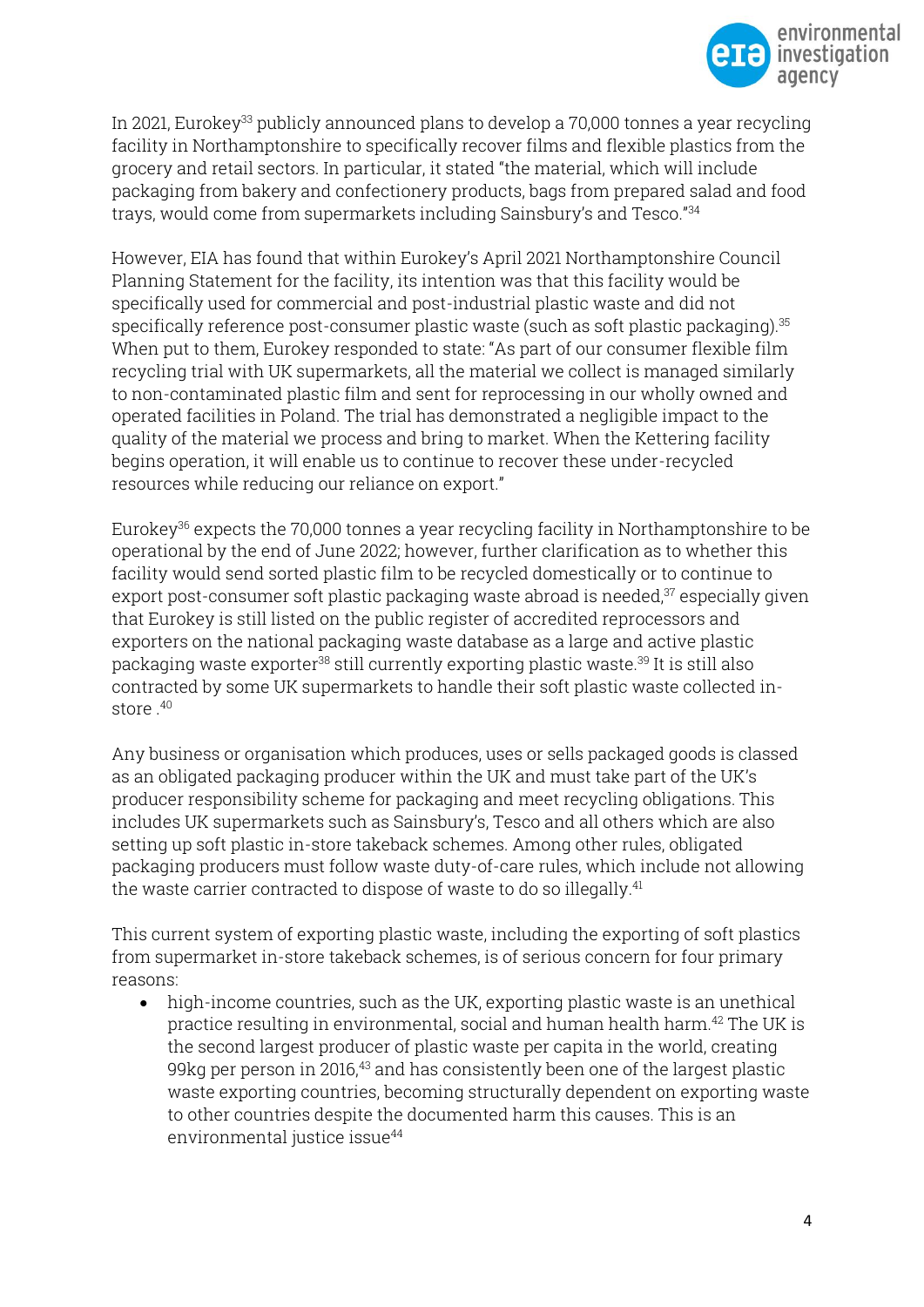In 2021, Eurokey[33] publicly announced plans to develop a 70,000 tonnes a year recycling facility in Northamptonshire to specifically recover films and flexible plastics from the grocery and retail sectors. In particular, it stated "the material, which will include packaging from bakery and confectionery products, bags from prepared salad and food trays, would come from supermarkets including Sainsbury's and Tesco."[34]

However, EIA has found that within Eurokey's April 2021 Northamptonshire Council Planning Statement for the facility, its intention was that this facility would be specifically used for commercial and post-industrial plastic waste and did not specifically reference post-consumer plastic waste (such as soft plastic packaging).[35] When put to them, Eurokey responded to state: "As part of our consumer flexible film recycling trial with UK supermarkets, all the material we collect is managed similarly to non-contaminated plastic film and sent for reprocessing in our wholly owned and operated facilities in Poland. The trial has demonstrated a negligible impact to the quality of the material we process and bring to market. When the Kettering facility begins operation, it will enable us to continue to recover these under-recycled resources while reducing our reliance on export."

Eurokey[36] expects the 70,000 tonnes a year recycling facility in Northamptonshire to be operational by the end of June 2022; however, further clarification as to whether this facility would send sorted plastic film to be recycled domestically or to continue to export post-consumer soft plastic packaging waste abroad is needed,[37] especially given that Eurokey is still listed on the public register of accredited reprocessors and exporters on the national packaging waste database as a large and active plastic packaging waste exporter[38] still currently exporting plastic waste.[39] It is still also contracted by some UK supermarkets to handle their soft plastic waste collected in-store .[40]

Any business or organisation which produces, uses or sells packaged goods is classed as an obligated packaging producer within the UK and must take part of the UK's producer responsibility scheme for packaging and meet recycling obligations. This includes UK supermarkets such as Sainsbury's, Tesco and all others which are also setting up soft plastic in-store takeback schemes. Among other rules, obligated packaging producers must follow waste duty-of-care rules, which include not allowing the waste carrier contracted to dispose of waste to do so illegally.[41]

This current system of exporting plastic waste, including the exporting of soft plastics from supermarket in-store takeback schemes, is of serious concern for four primary reasons:

- high-income countries, such as the UK, exporting plastic waste is an unethical practice resulting in environmental, social and human health harm.[42] The UK is the second largest producer of plastic waste per capita in the world, creating 99kg per person in 2016,[43] and has consistently been one of the largest plastic waste exporting countries, becoming structurally dependent on exporting waste to other countries despite the documented harm this causes. This is an environmental justice issue[44]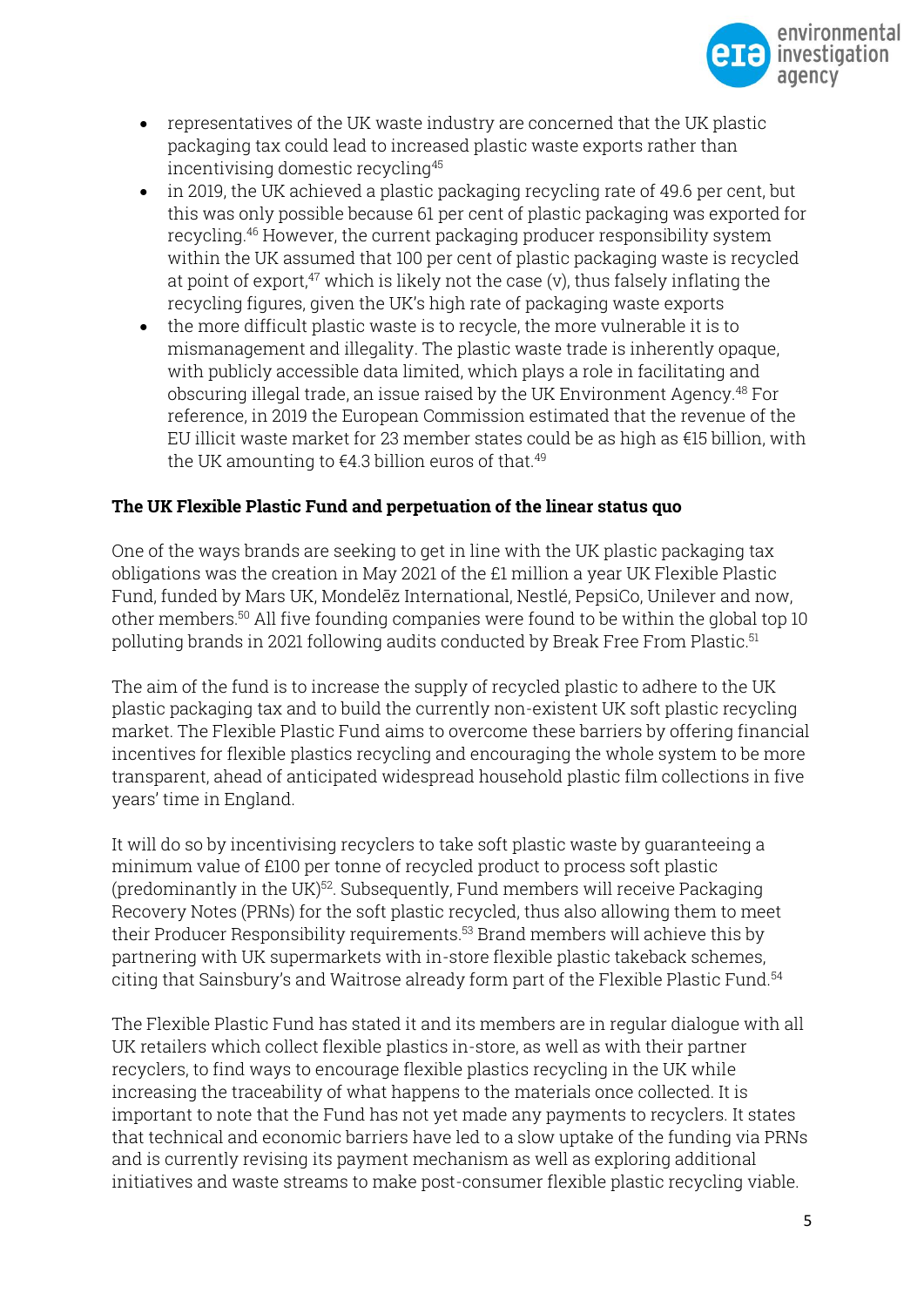- representatives of the UK waste industry are concerned that the UK plastic packaging tax could lead to increased plastic waste exports rather than incentivising domestic recycling[45]
- in 2019, the UK achieved a plastic packaging recycling rate of 49.6 per cent, but this was only possible because 61 per cent of plastic packaging was exported for recycling.[46] However, the current packaging producer responsibility system within the UK assumed that 100 per cent of plastic packaging waste is recycled at point of export,[47] which is likely not the case (v), thus falsely inflating the recycling figures, given the UK's high rate of packaging waste exports
- the more difficult plastic waste is to recycle, the more vulnerable it is to mismanagement and illegality. The plastic waste trade is inherently opaque, with publicly accessible data limited, which plays a role in facilitating and obscuring illegal trade, an issue raised by the UK Environment Agency.[48] For reference, in 2019 the European Commission estimated that the revenue of the EU illicit waste market for 23 member states could be as high as €15 billion, with the UK amounting to €4.3 billion euros of that.[49]

**The UK Flexible Plastic Fund and perpetuation of the linear status quo**

One of the ways brands are seeking to get in line with the UK plastic packaging tax obligations was the creation in May 2021 of the £1 million a year UK Flexible Plastic Fund, funded by Mars UK, Mondelēz International, Nestlé, PepsiCo, Unilever and now, other members.[50] All five founding companies were found to be within the global top 10 polluting brands in 2021 following audits conducted by Break Free From Plastic.[51]

The aim of the fund is to increase the supply of recycled plastic to adhere to the UK plastic packaging tax and to build the currently non-existent UK soft plastic recycling market. The Flexible Plastic Fund aims to overcome these barriers by offering financial incentives for flexible plastics recycling and encouraging the whole system to be more transparent, ahead of anticipated widespread household plastic film collections in five years' time in England.

It will do so by incentivising recyclers to take soft plastic waste by guaranteeing a minimum value of £100 per tonne of recycled product to process soft plastic (predominantly in the UK)[52]. Subsequently, Fund members will receive Packaging Recovery Notes (PRNs) for the soft plastic recycled, thus also allowing them to meet their Producer Responsibility requirements.[53] Brand members will achieve this by partnering with UK supermarkets with in-store flexible plastic takeback schemes, citing that Sainsbury's and Waitrose already form part of the Flexible Plastic Fund.[54]

The Flexible Plastic Fund has stated it and its members are in regular dialogue with all UK retailers which collect flexible plastics in-store, as well as with their partner recyclers, to find ways to encourage flexible plastics recycling in the UK while increasing the traceability of what happens to the materials once collected. It is important to note that the Fund has not yet made any payments to recyclers. It states that technical and economic barriers have led to a slow uptake of the funding via PRNs and is currently revising its payment mechanism as well as exploring additional initiatives and waste streams to make post-consumer flexible plastic recycling viable.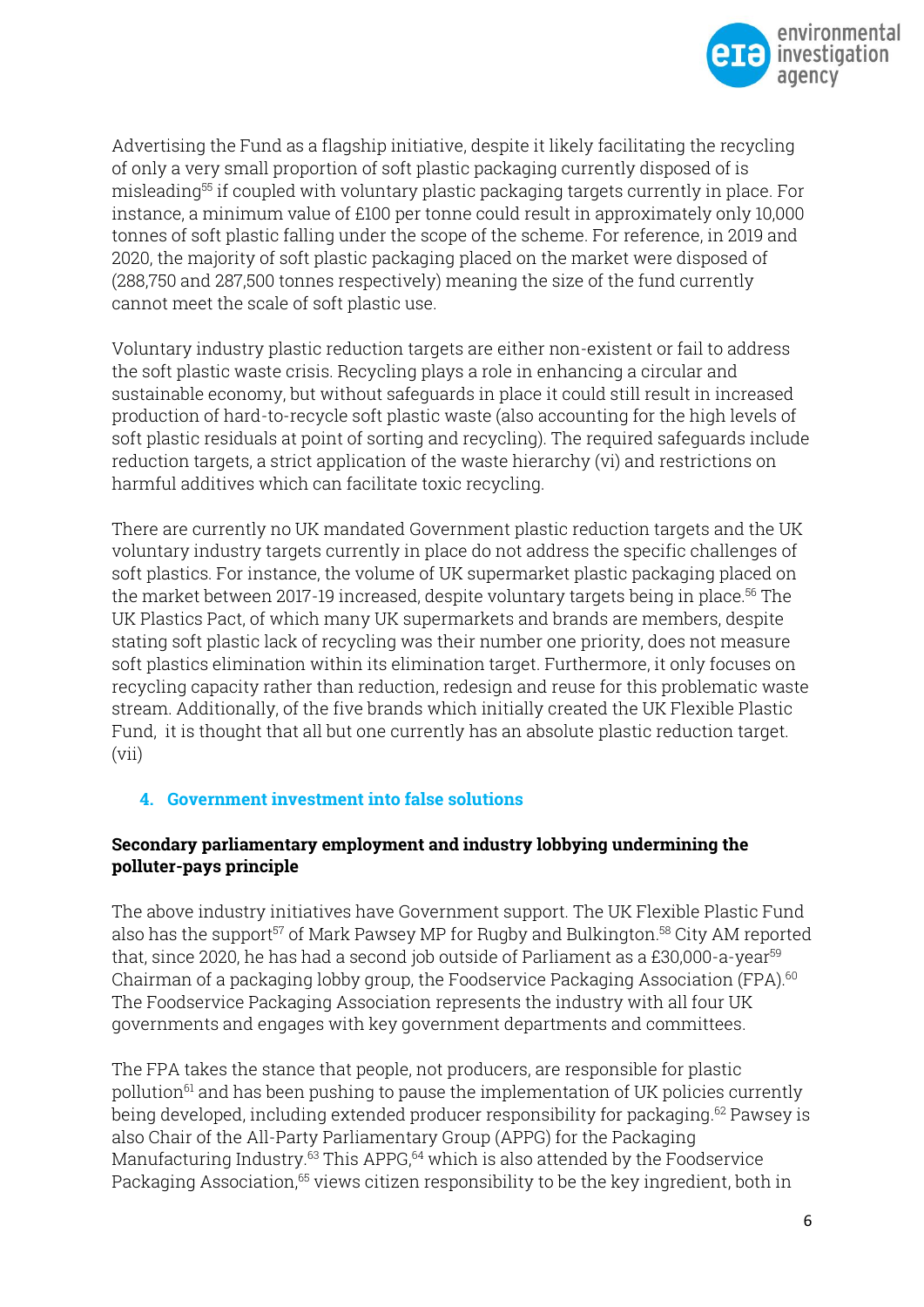Advertising the Fund as a flagship initiative, despite it likely facilitating the recycling of only a very small proportion of soft plastic packaging currently disposed of is misleading[55] if coupled with voluntary plastic packaging targets currently in place. For instance, a minimum value of £100 per tonne could result in approximately only 10,000 tonnes of soft plastic falling under the scope of the scheme. For reference, in 2019 and 2020, the majority of soft plastic packaging placed on the market were disposed of (288,750 and 287,500 tonnes respectively) meaning the size of the fund currently cannot meet the scale of soft plastic use.

Voluntary industry plastic reduction targets are either non-existent or fail to address the soft plastic waste crisis. Recycling plays a role in enhancing a circular and sustainable economy, but without safeguards in place it could still result in increased production of hard-to-recycle soft plastic waste (also accounting for the high levels of soft plastic residuals at point of sorting and recycling). The required safeguards include reduction targets, a strict application of the waste hierarchy (vi) and restrictions on harmful additives which can facilitate toxic recycling.

There are currently no UK mandated Government plastic reduction targets and the UK voluntary industry targets currently in place do not address the specific challenges of soft plastics. For instance, the volume of UK supermarket plastic packaging placed on the market between 2017-19 increased, despite voluntary targets being in place.[56] The UK Plastics Pact, of which many UK supermarkets and brands are members, despite stating soft plastic lack of recycling was their number one priority, does not measure soft plastics elimination within its elimination target. Furthermore, it only focuses on recycling capacity rather than reduction, redesign and reuse for this problematic waste stream. Additionally, of the five brands which initially created the UK Flexible Plastic Fund, it is thought that all but one currently has an absolute plastic reduction target. (vii)

## 4. Government investment into false solutions

**Secondary parliamentary employment and industry lobbying undermining the polluter-pays principle**

The above industry initiatives have Government support. The UK Flexible Plastic Fund also has the support[57] of Mark Pawsey MP for Rugby and Bulkington.[58] City AM reported that, since 2020, he has had a second job outside of Parliament as a £30,000-a-year[59] Chairman of a packaging lobby group, the Foodservice Packaging Association (FPA).[60] The Foodservice Packaging Association represents the industry with all four UK governments and engages with key government departments and committees.

The FPA takes the stance that people, not producers, are responsible for plastic pollution[61] and has been pushing to pause the implementation of UK policies currently being developed, including extended producer responsibility for packaging.[62] Pawsey is also Chair of the All-Party Parliamentary Group (APPG) for the Packaging Manufacturing Industry.[63] This APPG,[64] which is also attended by the Foodservice Packaging Association,[65] views citizen responsibility to be the key ingredient, both in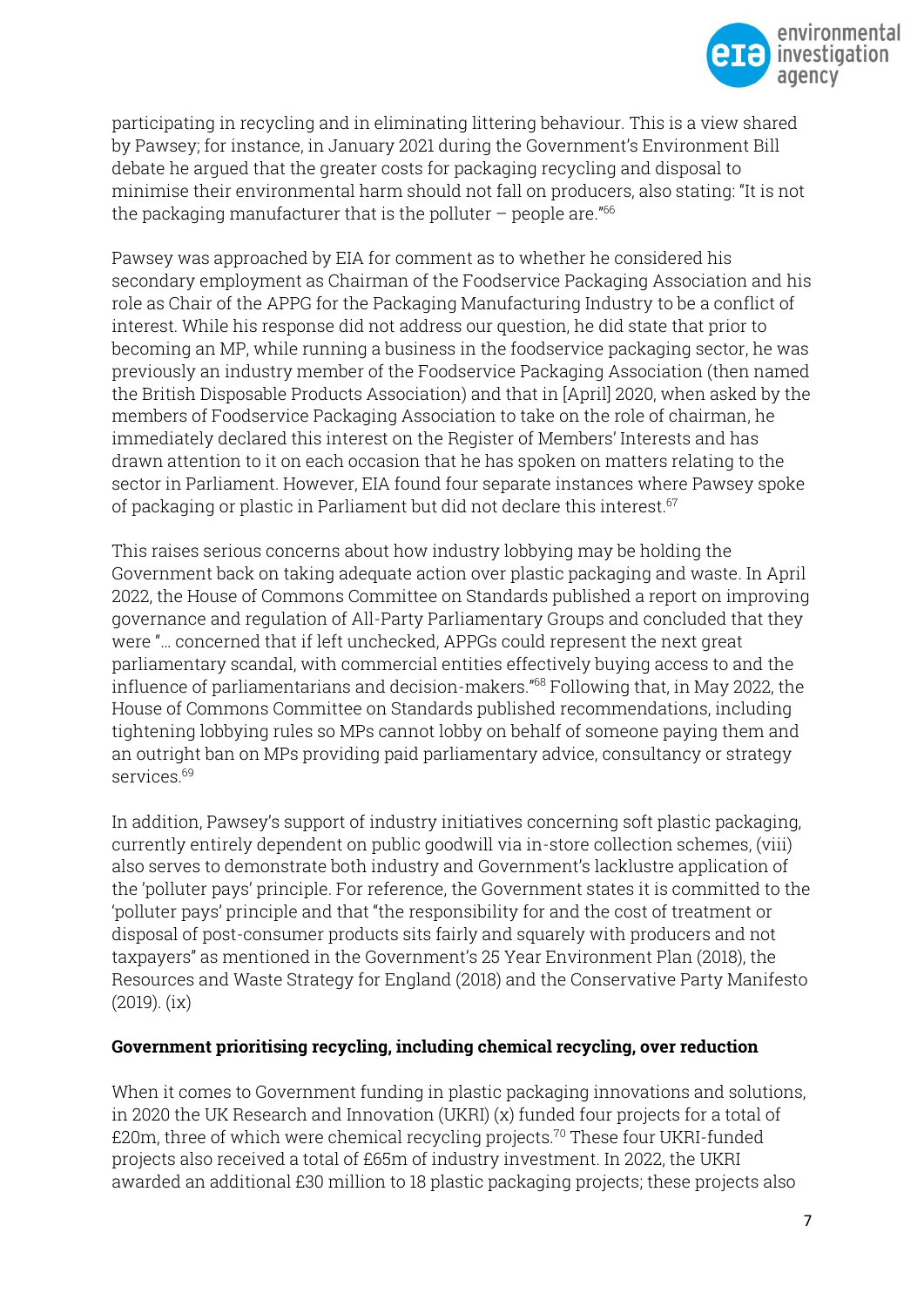participating in recycling and in eliminating littering behaviour. This is a view shared by Pawsey; for instance, in January 2021 during the Government's Environment Bill debate he argued that the greater costs for packaging recycling and disposal to minimise their environmental harm should not fall on producers, also stating: "It is not the packaging manufacturer that is the polluter – people are."[66]

Pawsey was approached by EIA for comment as to whether he considered his secondary employment as Chairman of the Foodservice Packaging Association and his role as Chair of the APPG for the Packaging Manufacturing Industry to be a conflict of interest. While his response did not address our question, he did state that prior to becoming an MP, while running a business in the foodservice packaging sector, he was previously an industry member of the Foodservice Packaging Association (then named the British Disposable Products Association) and that in [April] 2020, when asked by the members of Foodservice Packaging Association to take on the role of chairman, he immediately declared this interest on the Register of Members' Interests and has drawn attention to it on each occasion that he has spoken on matters relating to the sector in Parliament. However, EIA found four separate instances where Pawsey spoke of packaging or plastic in Parliament but did not declare this interest.[67]

This raises serious concerns about how industry lobbying may be holding the Government back on taking adequate action over plastic packaging and waste. In April 2022, the House of Commons Committee on Standards published a report on improving governance and regulation of All-Party Parliamentary Groups and concluded that they were "… concerned that if left unchecked, APPGs could represent the next great parliamentary scandal, with commercial entities effectively buying access to and the influence of parliamentarians and decision-makers."[68] Following that, in May 2022, the House of Commons Committee on Standards published recommendations, including tightening lobbying rules so MPs cannot lobby on behalf of someone paying them and an outright ban on MPs providing paid parliamentary advice, consultancy or strategy services.[69]

In addition, Pawsey's support of industry initiatives concerning soft plastic packaging, currently entirely dependent on public goodwill via in-store collection schemes, (viii) also serves to demonstrate both industry and Government's lacklustre application of the 'polluter pays' principle. For reference, the Government states it is committed to the 'polluter pays' principle and that "the responsibility for and the cost of treatment or disposal of post-consumer products sits fairly and squarely with producers and not taxpayers" as mentioned in the Government's 25 Year Environment Plan (2018), the Resources and Waste Strategy for England (2018) and the Conservative Party Manifesto (2019). (ix)

**Government prioritising recycling, including chemical recycling, over reduction**

When it comes to Government funding in plastic packaging innovations and solutions, in 2020 the UK Research and Innovation (UKRI) (x) funded four projects for a total of £20m, three of which were chemical recycling projects.[70] These four UKRI-funded projects also received a total of £65m of industry investment. In 2022, the UKRI awarded an additional £30 million to 18 plastic packaging projects; these projects also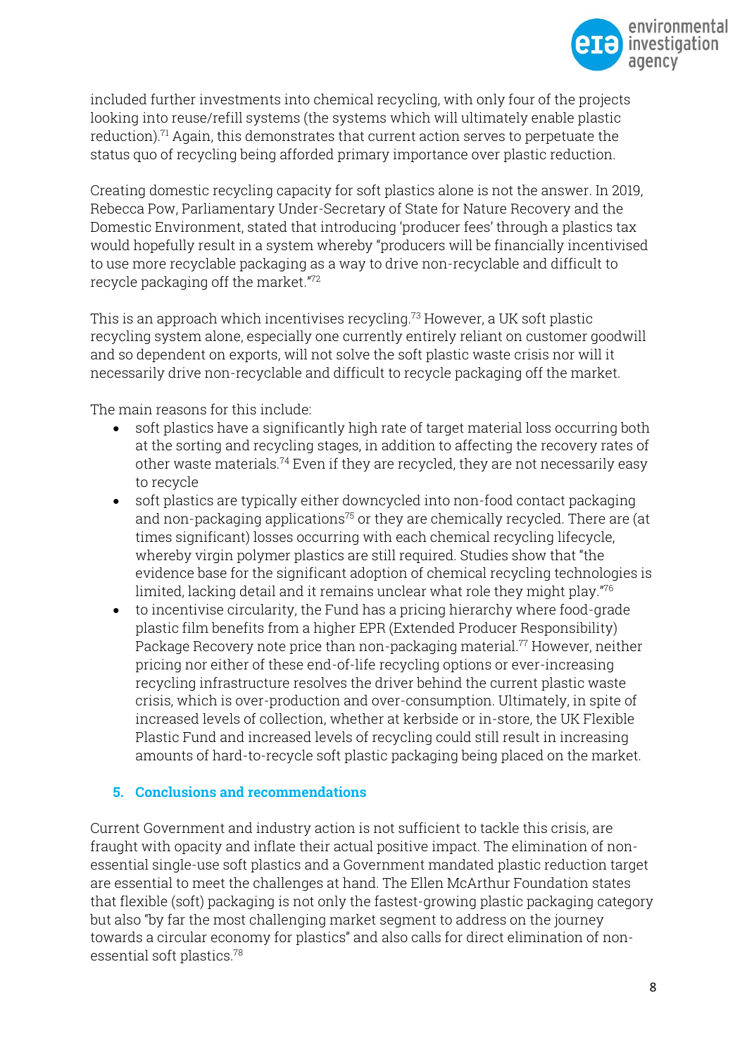included further investments into chemical recycling, with only four of the projects looking into reuse/refill systems (the systems which will ultimately enable plastic reduction).[71] Again, this demonstrates that current action serves to perpetuate the status quo of recycling being afforded primary importance over plastic reduction.

Creating domestic recycling capacity for soft plastics alone is not the answer. In 2019, Rebecca Pow, Parliamentary Under-Secretary of State for Nature Recovery and the Domestic Environment, stated that introducing 'producer fees' through a plastics tax would hopefully result in a system whereby "producers will be financially incentivised to use more recyclable packaging as a way to drive non-recyclable and difficult to recycle packaging off the market."[72]

This is an approach which incentivises recycling.[73] However, a UK soft plastic recycling system alone, especially one currently entirely reliant on customer goodwill and so dependent on exports, will not solve the soft plastic waste crisis nor will it necessarily drive non-recyclable and difficult to recycle packaging off the market.

The main reasons for this include:

- soft plastics have a significantly high rate of target material loss occurring both at the sorting and recycling stages, in addition to affecting the recovery rates of other waste materials.[74] Even if they are recycled, they are not necessarily easy to recycle
- soft plastics are typically either downcycled into non-food contact packaging and non-packaging applications[75] or they are chemically recycled. There are (at times significant) losses occurring with each chemical recycling lifecycle, whereby virgin polymer plastics are still required. Studies show that "the evidence base for the significant adoption of chemical recycling technologies is limited, lacking detail and it remains unclear what role they might play."[76]
- to incentivise circularity, the Fund has a pricing hierarchy where food-grade plastic film benefits from a higher EPR (Extended Producer Responsibility) Package Recovery note price than non-packaging material.[77] However, neither pricing nor either of these end-of-life recycling options or ever-increasing recycling infrastructure resolves the driver behind the current plastic waste crisis, which is over-production and over-consumption. Ultimately, in spite of increased levels of collection, whether at kerbside or in-store, the UK Flexible Plastic Fund and increased levels of recycling could still result in increasing amounts of hard-to-recycle soft plastic packaging being placed on the market.

## 5. Conclusions and recommendations

Current Government and industry action is not sufficient to tackle this crisis, are fraught with opacity and inflate their actual positive impact. The elimination of non-essential single-use soft plastics and a Government mandated plastic reduction target are essential to meet the challenges at hand. The Ellen McArthur Foundation states that flexible (soft) packaging is not only the fastest-growing plastic packaging category but also "by far the most challenging market segment to address on the journey towards a circular economy for plastics" and also calls for direct elimination of non-essential soft plastics.[78]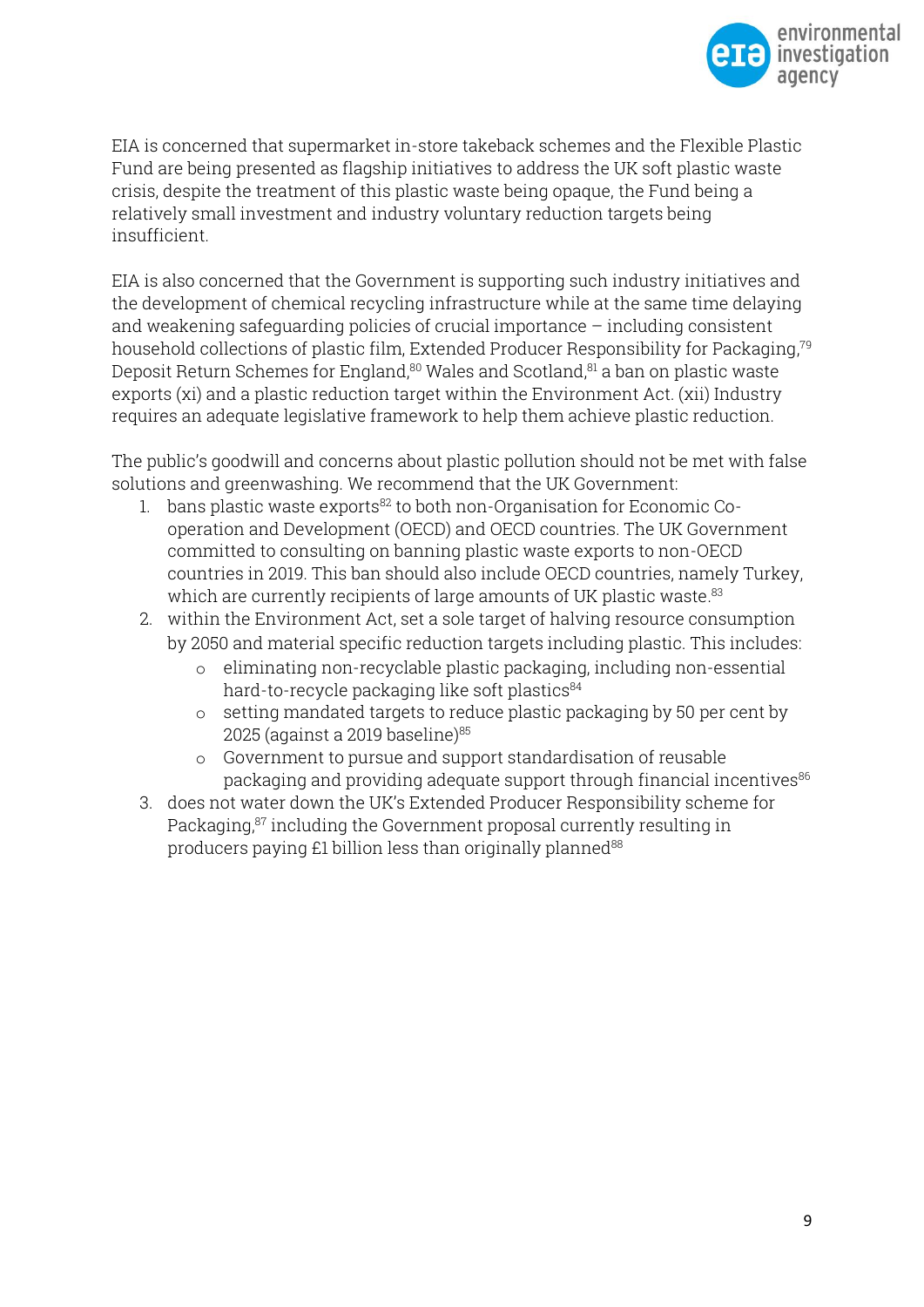EIA is concerned that supermarket in-store takeback schemes and the Flexible Plastic Fund are being presented as flagship initiatives to address the UK soft plastic waste crisis, despite the treatment of this plastic waste being opaque, the Fund being a relatively small investment and industry voluntary reduction targets being insufficient.

EIA is also concerned that the Government is supporting such industry initiatives and the development of chemical recycling infrastructure while at the same time delaying and weakening safeguarding policies of crucial importance – including consistent household collections of plastic film, Extended Producer Responsibility for Packaging,[79] Deposit Return Schemes for England,[80] Wales and Scotland,[81] a ban on plastic waste exports (xi) and a plastic reduction target within the Environment Act. (xii) Industry requires an adequate legislative framework to help them achieve plastic reduction.

The public's goodwill and concerns about plastic pollution should not be met with false solutions and greenwashing. We recommend that the UK Government:

1. bans plastic waste exports[82] to both non-Organisation for Economic Co-operation and Development (OECD) and OECD countries. The UK Government committed to consulting on banning plastic waste exports to non-OECD countries in 2019. This ban should also include OECD countries, namely Turkey, which are currently recipients of large amounts of UK plastic waste.[83]
2. within the Environment Act, set a sole target of halving resource consumption by 2050 and material specific reduction targets including plastic. This includes:
    - eliminating non-recyclable plastic packaging, including non-essential hard-to-recycle packaging like soft plastics[84]
    - setting mandated targets to reduce plastic packaging by 50 per cent by 2025 (against a 2019 baseline)[85]
    - Government to pursue and support standardisation of reusable packaging and providing adequate support through financial incentives[86]
3. does not water down the UK's Extended Producer Responsibility scheme for Packaging,[87] including the Government proposal currently resulting in producers paying £1 billion less than originally planned[88]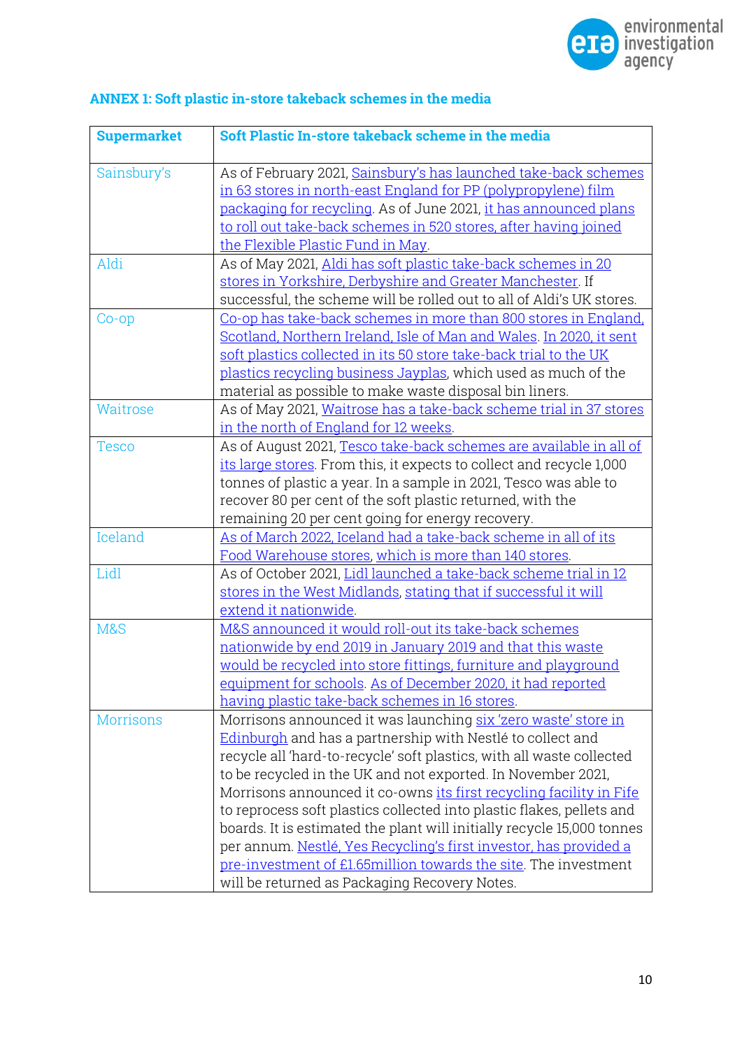## ANNEX 1: Soft plastic in-store takeback schemes in the media

| Supermarket | Soft Plastic In-store takeback scheme in the media |
|---|---|
| Sainsbury's | As of February 2021, Sainsbury's has launched take-back schemes in 63 stores in north-east England for PP (polypropylene) film packaging for recycling. As of June 2021, it has announced plans to roll out take-back schemes in 520 stores, after having joined the Flexible Plastic Fund in May. |
| Aldi | As of May 2021, Aldi has soft plastic take-back schemes in 20 stores in Yorkshire, Derbyshire and Greater Manchester. If successful, the scheme will be rolled out to all of Aldi's UK stores. |
| Co-op | Co-op has take-back schemes in more than 800 stores in England, Scotland, Northern Ireland, Isle of Man and Wales. In 2020, it sent soft plastics collected in its 50 store take-back trial to the UK plastics recycling business Jayplas, which used as much of the material as possible to make waste disposal bin liners. |
| Waitrose | As of May 2021, Waitrose has a take-back scheme trial in 37 stores in the north of England for 12 weeks. |
| Tesco | As of August 2021, Tesco take-back schemes are available in all of its large stores. From this, it expects to collect and recycle 1,000 tonnes of plastic a year. In a sample in 2021, Tesco was able to recover 80 per cent of the soft plastic returned, with the remaining 20 per cent going for energy recovery. |
| Iceland | As of March 2022, Iceland had a take-back scheme in all of its Food Warehouse stores, which is more than 140 stores. |
| Lidl | As of October 2021, Lidl launched a take-back scheme trial in 12 stores in the West Midlands, stating that if successful it will extend it nationwide. |
| M&S | M&S announced it would roll-out its take-back schemes nationwide by end 2019 in January 2019 and that this waste would be recycled into store fittings, furniture and playground equipment for schools. As of December 2020, it had reported having plastic take-back schemes in 16 stores. |
| Morrisons | Morrisons announced it was launching six 'zero waste' store in Edinburgh and has a partnership with Nestlé to collect and recycle all 'hard-to-recycle' soft plastics, with all waste collected to be recycled in the UK and not exported. In November 2021, Morrisons announced it co-owns its first recycling facility in Fife to reprocess soft plastics collected into plastic flakes, pellets and boards. It is estimated the plant will initially recycle 15,000 tonnes per annum. Nestlé, Yes Recycling's first investor, has provided a pre-investment of £1.65million towards the site. The investment will be returned as Packaging Recovery Notes. |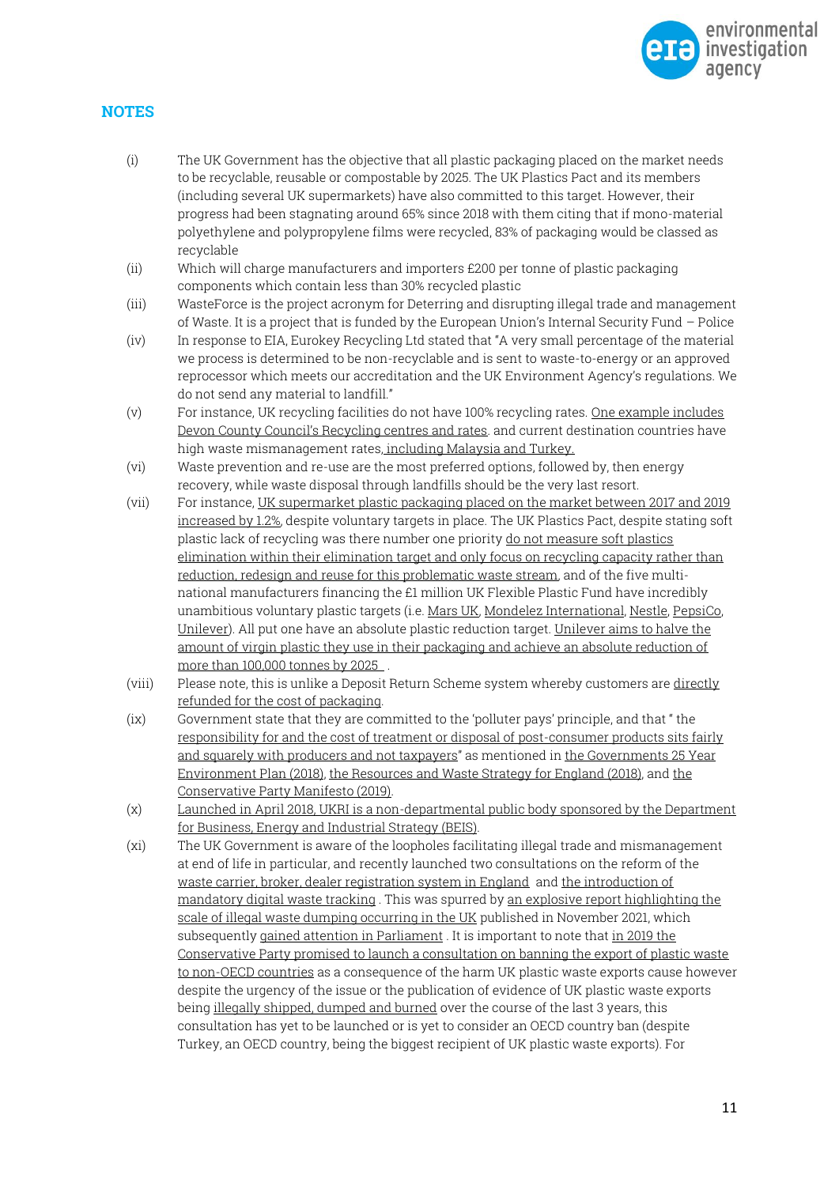## NOTES

(i) The UK Government has the objective that all plastic packaging placed on the market needs to be recyclable, reusable or compostable by 2025. The UK Plastics Pact and its members (including several UK supermarkets) have also committed to this target. However, their progress had been stagnating around 65% since 2018 with them citing that if mono-material polyethylene and polypropylene films were recycled, 83% of packaging would be classed as recyclable

(ii) Which will charge manufacturers and importers £200 per tonne of plastic packaging components which contain less than 30% recycled plastic

(iii) WasteForce is the project acronym for Deterring and disrupting illegal trade and management of Waste. It is a project that is funded by the European Union's Internal Security Fund – Police

(iv) In response to EIA, Eurokey Recycling Ltd stated that "A very small percentage of the material we process is determined to be non-recyclable and is sent to waste-to-energy or an approved reprocessor which meets our accreditation and the UK Environment Agency's regulations. We do not send any material to landfill."

(v) For instance, UK recycling facilities do not have 100% recycling rates. One example includes Devon County Council's Recycling centres and rates. and current destination countries have high waste mismanagement rates, including Malaysia and Turkey.

(vi) Waste prevention and re-use are the most preferred options, followed by, then energy recovery, while waste disposal through landfills should be the very last resort.

(vii) For instance, UK supermarket plastic packaging placed on the market between 2017 and 2019 increased by 1.2%, despite voluntary targets in place. The UK Plastics Pact, despite stating soft plastic lack of recycling was there number one priority do not measure soft plastics elimination within their elimination target and only focus on recycling capacity rather than reduction, redesign and reuse for this problematic waste stream, and of the five multi-national manufacturers financing the £1 million UK Flexible Plastic Fund have incredibly unambitious voluntary plastic targets (i.e. Mars UK, Mondelez International, Nestle, PepsiCo, Unilever). All put one have an absolute plastic reduction target. Unilever aims to halve the amount of virgin plastic they use in their packaging and achieve an absolute reduction of more than 100,000 tonnes by 2025 .

(viii) Please note, this is unlike a Deposit Return Scheme system whereby customers are directly refunded for the cost of packaging.

(ix) Government state that they are committed to the 'polluter pays' principle, and that " the responsibility for and the cost of treatment or disposal of post-consumer products sits fairly and squarely with producers and not taxpayers" as mentioned in the Governments 25 Year Environment Plan (2018), the Resources and Waste Strategy for England (2018), and the Conservative Party Manifesto (2019).

(x) Launched in April 2018, UKRI is a non-departmental public body sponsored by the Department for Business, Energy and Industrial Strategy (BEIS).

(xi) The UK Government is aware of the loopholes facilitating illegal trade and mismanagement at end of life in particular, and recently launched two consultations on the reform of the waste carrier, broker, dealer registration system in England and the introduction of mandatory digital waste tracking . This was spurred by an explosive report highlighting the scale of illegal waste dumping occurring in the UK published in November 2021, which subsequently gained attention in Parliament . It is important to note that in 2019 the Conservative Party promised to launch a consultation on banning the export of plastic waste to non-OECD countries as a consequence of the harm UK plastic waste exports cause however despite the urgency of the issue or the publication of evidence of UK plastic waste exports being illegally shipped, dumped and burned over the course of the last 3 years, this consultation has yet to be launched or is yet to consider an OECD country ban (despite Turkey, an OECD country, being the biggest recipient of UK plastic waste exports). For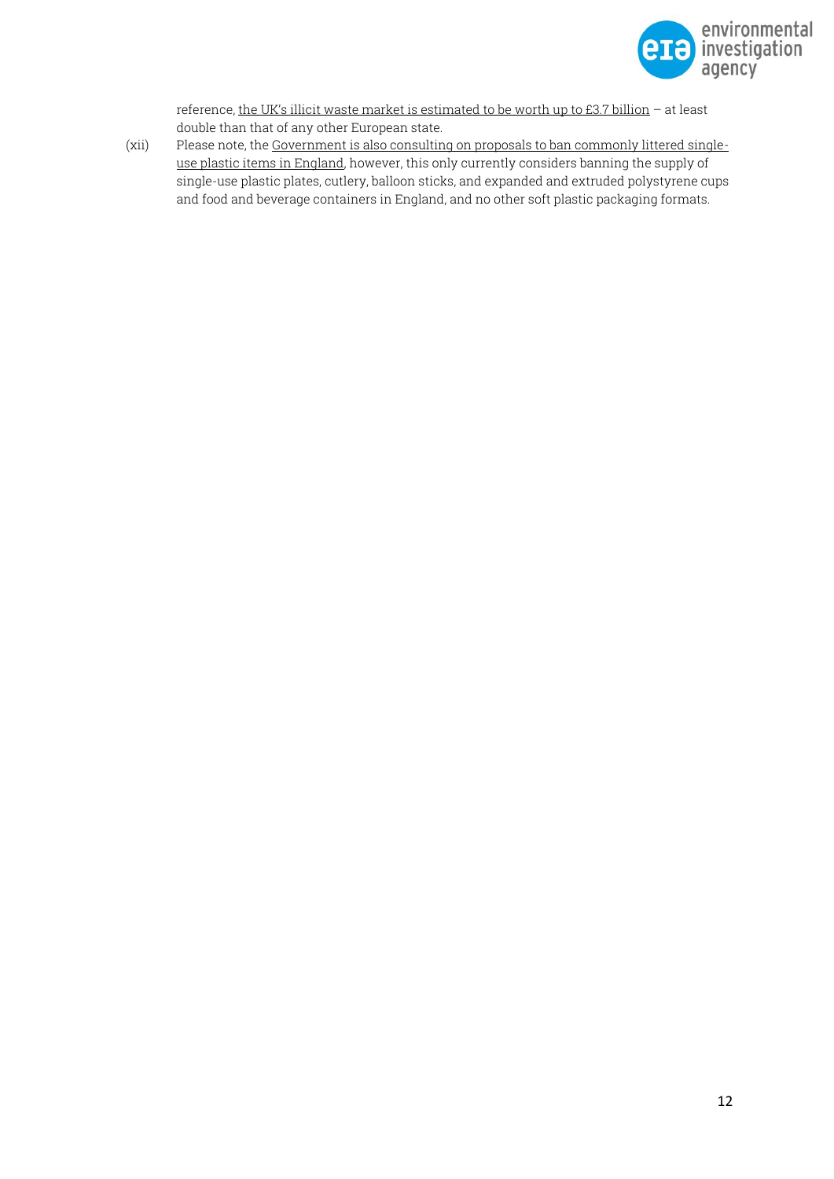reference, the UK's illicit waste market is estimated to be worth up to £3.7 billion – at least double than that of any other European state.

(xii) Please note, the Government is also consulting on proposals to ban commonly littered single-use plastic items in England, however, this only currently considers banning the supply of single-use plastic plates, cutlery, balloon sticks, and expanded and extruded polystyrene cups and food and beverage containers in England, and no other soft plastic packaging formats.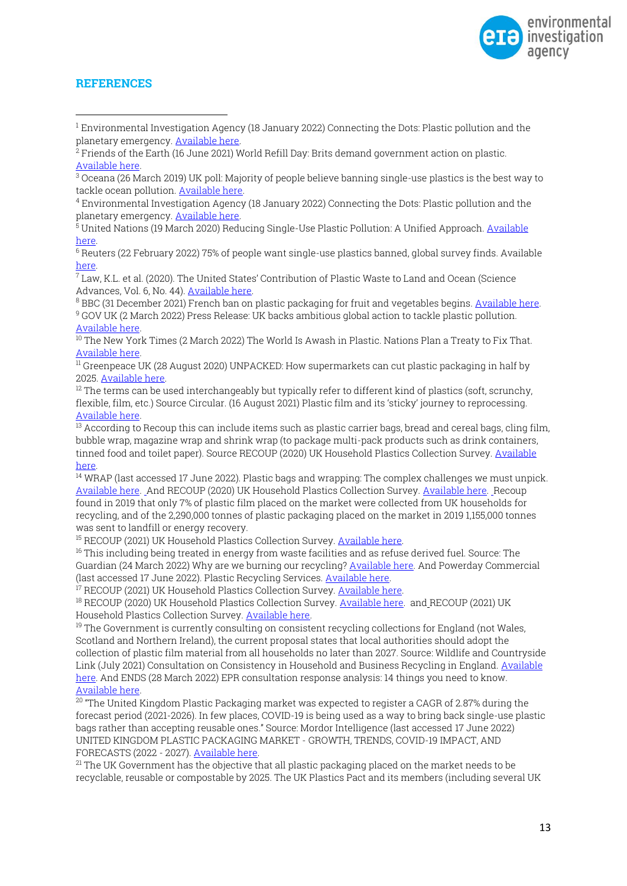## REFERENCES

[1] Environmental Investigation Agency (18 January 2022) Connecting the Dots: Plastic pollution and the planetary emergency. Available here.

[2] Friends of the Earth (16 June 2021) World Refill Day: Brits demand government action on plastic. Available here.

[3] Oceana (26 March 2019) UK poll: Majority of people believe banning single-use plastics is the best way to tackle ocean pollution. Available here.

[4] Environmental Investigation Agency (18 January 2022) Connecting the Dots: Plastic pollution and the planetary emergency. Available here.

[5] United Nations (19 March 2020) Reducing Single-Use Plastic Pollution: A Unified Approach. Available here.

[6] Reuters (22 February 2022) 75% of people want single-use plastics banned, global survey finds. Available here.

[7] Law, K.L. et al. (2020). The United States' Contribution of Plastic Waste to Land and Ocean (Science Advances, Vol. 6, No. 44). Available here.

[8] BBC (31 December 2021) French ban on plastic packaging for fruit and vegetables begins. Available here.

[9] GOV UK (2 March 2022) Press Release: UK backs ambitious global action to tackle plastic pollution. Available here.

[10] The New York Times (2 March 2022) The World Is Awash in Plastic. Nations Plan a Treaty to Fix That. Available here.

[11] Greenpeace UK (28 August 2020) UNPACKED: How supermarkets can cut plastic packaging in half by 2025. Available here.

[12] The terms can be used interchangeably but typically refer to different kind of plastics (soft, scrunchy, flexible, film, etc.) Source Circular. (16 August 2021) Plastic film and its 'sticky' journey to reprocessing. Available here.

[13] According to Recoup this can include items such as plastic carrier bags, bread and cereal bags, cling film, bubble wrap, magazine wrap and shrink wrap (to package multi-pack products such as drink containers, tinned food and toilet paper). Source RECOUP (2020) UK Household Plastics Collection Survey. Available here.

[14] WRAP (last accessed 17 June 2022). Plastic bags and wrapping: The complex challenges we must unpick. Available here. And RECOUP (2020) UK Household Plastics Collection Survey. Available here. Recoup found in 2019 that only 7% of plastic film placed on the market were collected from UK households for recycling, and of the 2,290,000 tonnes of plastic packaging placed on the market in 2019 1,155,000 tonnes was sent to landfill or energy recovery.

[15] RECOUP (2021) UK Household Plastics Collection Survey. Available here.

[16] This including being treated in energy from waste facilities and as refuse derived fuel. Source: The Guardian (24 March 2022) Why are we burning our recycling? Available here. And Powerday Commercial (last accessed 17 June 2022). Plastic Recycling Services. Available here.

[17] RECOUP (2021) UK Household Plastics Collection Survey. Available here.

[18] RECOUP (2020) UK Household Plastics Collection Survey. Available here. and RECOUP (2021) UK Household Plastics Collection Survey. Available here.

[19] The Government is currently consulting on consistent recycling collections for England (not Wales, Scotland and Northern Ireland), the current proposal states that local authorities should adopt the collection of plastic film material from all households no later than 2027. Source: Wildlife and Countryside Link (July 2021) Consultation on Consistency in Household and Business Recycling in England. Available here. And ENDS (28 March 2022) EPR consultation response analysis: 14 things you need to know. Available here.

[20] "The United Kingdom Plastic Packaging market was expected to register a CAGR of 2.87% during the forecast period (2021-2026). In few places, COVID-19 is being used as a way to bring back single-use plastic bags rather than accepting reusable ones." Source: Mordor Intelligence (last accessed 17 June 2022) UNITED KINGDOM PLASTIC PACKAGING MARKET - GROWTH, TRENDS, COVID-19 IMPACT, AND FORECASTS (2022 - 2027). Available here.

[21] The UK Government has the objective that all plastic packaging placed on the market needs to be recyclable, reusable or compostable by 2025. The UK Plastics Pact and its members (including several UK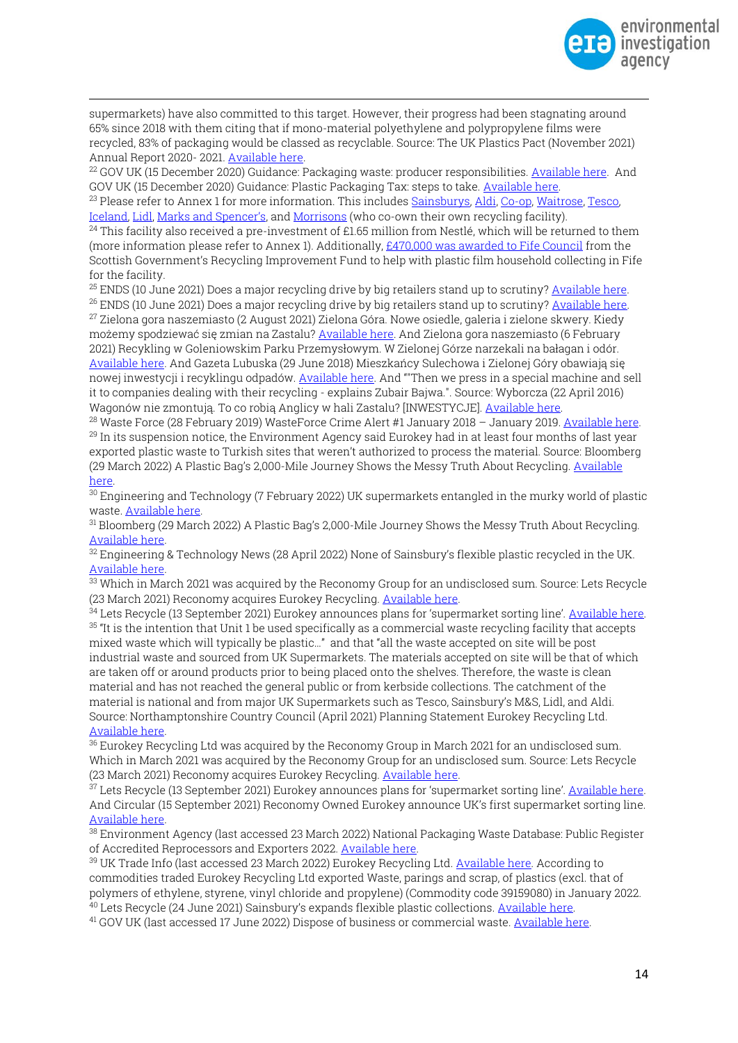supermarkets) have also committed to this target. However, their progress had been stagnating around 65% since 2018 with them citing that if mono-material polyethylene and polypropylene films were recycled, 83% of packaging would be classed as recyclable. Source: The UK Plastics Pact (November 2021) Annual Report 2020- 2021. Available here.

[22] GOV UK (15 December 2020) Guidance: Packaging waste: producer responsibilities. Available here. And GOV UK (15 December 2020) Guidance: Plastic Packaging Tax: steps to take. Available here.

[23] Please refer to Annex 1 for more information. This includes Sainsburys, Aldi, Co-op, Waitrose, Tesco, Iceland, Lidl, Marks and Spencer's, and Morrisons (who co-own their own recycling facility).

[24] This facility also received a pre-investment of £1.65 million from Nestlé, which will be returned to them (more information please refer to Annex 1). Additionally, £470,000 was awarded to Fife Council from the Scottish Government's Recycling Improvement Fund to help with plastic film household collecting in Fife for the facility.

[25] ENDS (10 June 2021) Does a major recycling drive by big retailers stand up to scrutiny? Available here.

[26] ENDS (10 June 2021) Does a major recycling drive by big retailers stand up to scrutiny? Available here.

[27] Zielona gora naszemiasto (2 August 2021) Zielona Góra. Nowe osiedle, galeria i zielone skwery. Kiedy możemy spodziewać się zmian na Zastalu? Available here. And Zielona gora naszemiasto (6 February 2021) Recykling w Goleniowskim Parku Przemysłowym. W Zielonej Górze narzekali na bałagan i odór. Available here. And Gazeta Lubuska (29 June 2018) Mieszkańcy Sulechowa i Zielonej Góry obawiają się nowej inwestycji i recyklingu odpadów. Available here. And ""Then we press in a special machine and sell it to companies dealing with their recycling - explains Zubair Bajwa.". Source: Wyborcza (22 April 2016) Wagonów nie zmontują. To co robią Anglicy w hali Zastalu? [INWESTYCJE]. Available here.

[28] Waste Force (28 February 2019) WasteForce Crime Alert #1 January 2018 – January 2019. Available here.

[29] In its suspension notice, the Environment Agency said Eurokey had in at least four months of last year exported plastic waste to Turkish sites that weren't authorized to process the material. Source: Bloomberg (29 March 2022) A Plastic Bag's 2,000-Mile Journey Shows the Messy Truth About Recycling. Available here.

[30] Engineering and Technology (7 February 2022) UK supermarkets entangled in the murky world of plastic waste. Available here.

[31] Bloomberg (29 March 2022) A Plastic Bag's 2,000-Mile Journey Shows the Messy Truth About Recycling. Available here.

[32] Engineering & Technology News (28 April 2022) None of Sainsbury's flexible plastic recycled in the UK. Available here.

[33] Which in March 2021 was acquired by the Reconomy Group for an undisclosed sum. Source: Lets Recycle (23 March 2021) Reconomy acquires Eurokey Recycling. Available here.

[34] Lets Recycle (13 September 2021) Eurokey announces plans for 'supermarket sorting line'. Available here.

[35] "It is the intention that Unit 1 be used specifically as a commercial waste recycling facility that accepts mixed waste which will typically be plastic…" and that "all the waste accepted on site will be post industrial waste and sourced from UK Supermarkets. The materials accepted on site will be that of which are taken off or around products prior to being placed onto the shelves. Therefore, the waste is clean material and has not reached the general public or from kerbside collections. The catchment of the material is national and from major UK Supermarkets such as Tesco, Sainsbury's M&S, Lidl, and Aldi. Source: Northamptonshire Country Council (April 2021) Planning Statement Eurokey Recycling Ltd. Available here.

[36] Eurokey Recycling Ltd was acquired by the Reconomy Group in March 2021 for an undisclosed sum. Which in March 2021 was acquired by the Reconomy Group for an undisclosed sum. Source: Lets Recycle (23 March 2021) Reconomy acquires Eurokey Recycling. Available here.

[37] Lets Recycle (13 September 2021) Eurokey announces plans for 'supermarket sorting line'. Available here. And Circular (15 September 2021) Reconomy Owned Eurokey announce UK's first supermarket sorting line. Available here.

[38] Environment Agency (last accessed 23 March 2022) National Packaging Waste Database: Public Register of Accredited Reprocessors and Exporters 2022. Available here.

[39] UK Trade Info (last accessed 23 March 2022) Eurokey Recycling Ltd. Available here. According to commodities traded Eurokey Recycling Ltd exported Waste, parings and scrap, of plastics (excl. that of polymers of ethylene, styrene, vinyl chloride and propylene) (Commodity code 39159080) in January 2022.

[40] Lets Recycle (24 June 2021) Sainsbury's expands flexible plastic collections. Available here.

[41] GOV UK (last accessed 17 June 2022) Dispose of business or commercial waste. Available here.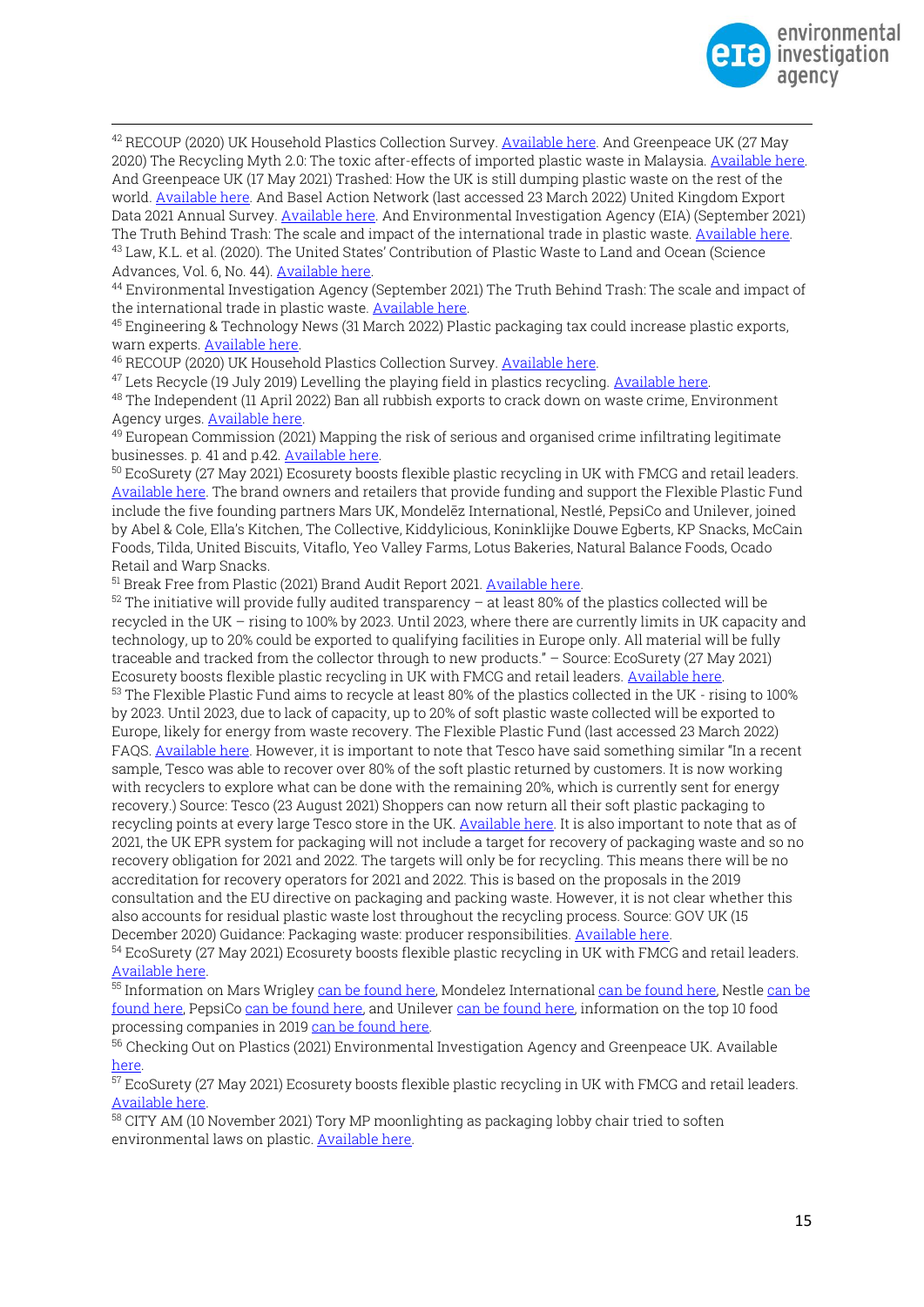[42] RECOUP (2020) UK Household Plastics Collection Survey. Available here. And Greenpeace UK (27 May 2020) The Recycling Myth 2.0: The toxic after-effects of imported plastic waste in Malaysia. Available here. And Greenpeace UK (17 May 2021) Trashed: How the UK is still dumping plastic waste on the rest of the world. Available here. And Basel Action Network (last accessed 23 March 2022) United Kingdom Export Data 2021 Annual Survey. Available here. And Environmental Investigation Agency (EIA) (September 2021) The Truth Behind Trash: The scale and impact of the international trade in plastic waste. Available here.

[43] Law, K.L. et al. (2020). The United States' Contribution of Plastic Waste to Land and Ocean (Science Advances, Vol. 6, No. 44). Available here.

[44] Environmental Investigation Agency (September 2021) The Truth Behind Trash: The scale and impact of the international trade in plastic waste. Available here.

[45] Engineering & Technology News (31 March 2022) Plastic packaging tax could increase plastic exports, warn experts. Available here.

[46] RECOUP (2020) UK Household Plastics Collection Survey. Available here.

[47] Lets Recycle (19 July 2019) Levelling the playing field in plastics recycling. Available here.

[48] The Independent (11 April 2022) Ban all rubbish exports to crack down on waste crime, Environment Agency urges. Available here.

[49] European Commission (2021) Mapping the risk of serious and organised crime infiltrating legitimate businesses. p. 41 and p.42. Available here.

[50] EcoSurety (27 May 2021) Ecosurety boosts flexible plastic recycling in UK with FMCG and retail leaders. Available here. The brand owners and retailers that provide funding and support the Flexible Plastic Fund include the five founding partners Mars UK, Mondelēz International, Nestlé, PepsiCo and Unilever, joined by Abel & Cole, Ella's Kitchen, The Collective, Kiddylicious, Koninklijke Douwe Egberts, KP Snacks, McCain Foods, Tilda, United Biscuits, Vitaflo, Yeo Valley Farms, Lotus Bakeries, Natural Balance Foods, Ocado Retail and Warp Snacks.

[51] Break Free from Plastic (2021) Brand Audit Report 2021. Available here.

[52] The initiative will provide fully audited transparency – at least 80% of the plastics collected will be recycled in the UK – rising to 100% by 2023. Until 2023, where there are currently limits in UK capacity and technology, up to 20% could be exported to qualifying facilities in Europe only. All material will be fully traceable and tracked from the collector through to new products." – Source: EcoSurety (27 May 2021) Ecosurety boosts flexible plastic recycling in UK with FMCG and retail leaders. Available here.

[53] The Flexible Plastic Fund aims to recycle at least 80% of the plastics collected in the UK - rising to 100% by 2023. Until 2023, due to lack of capacity, up to 20% of soft plastic waste collected will be exported to Europe, likely for energy from waste recovery. The Flexible Plastic Fund (last accessed 23 March 2022) FAQS. Available here. However, it is important to note that Tesco have said something similar "In a recent sample, Tesco was able to recover over 80% of the soft plastic returned by customers. It is now working with recyclers to explore what can be done with the remaining 20%, which is currently sent for energy recovery.) Source: Tesco (23 August 2021) Shoppers can now return all their soft plastic packaging to recycling points at every large Tesco store in the UK. Available here. It is also important to note that as of 2021, the UK EPR system for packaging will not include a target for recovery of packaging waste and so no recovery obligation for 2021 and 2022. The targets will only be for recycling. This means there will be no accreditation for recovery operators for 2021 and 2022. This is based on the proposals in the 2019 consultation and the EU directive on packaging and packing waste. However, it is not clear whether this also accounts for residual plastic waste lost throughout the recycling process. Source: GOV UK (15 December 2020) Guidance: Packaging waste: producer responsibilities. Available here.

[54] EcoSurety (27 May 2021) Ecosurety boosts flexible plastic recycling in UK with FMCG and retail leaders. Available here.

[55] Information on Mars Wrigley can be found here, Mondelez International can be found here, Nestle can be found here, PepsiCo can be found here, and Unilever can be found here, information on the top 10 food processing companies in 2019 can be found here.

[56] Checking Out on Plastics (2021) Environmental Investigation Agency and Greenpeace UK. Available here.

[57] EcoSurety (27 May 2021) Ecosurety boosts flexible plastic recycling in UK with FMCG and retail leaders. Available here.

[58] CITY AM (10 November 2021) Tory MP moonlighting as packaging lobby chair tried to soften environmental laws on plastic. Available here.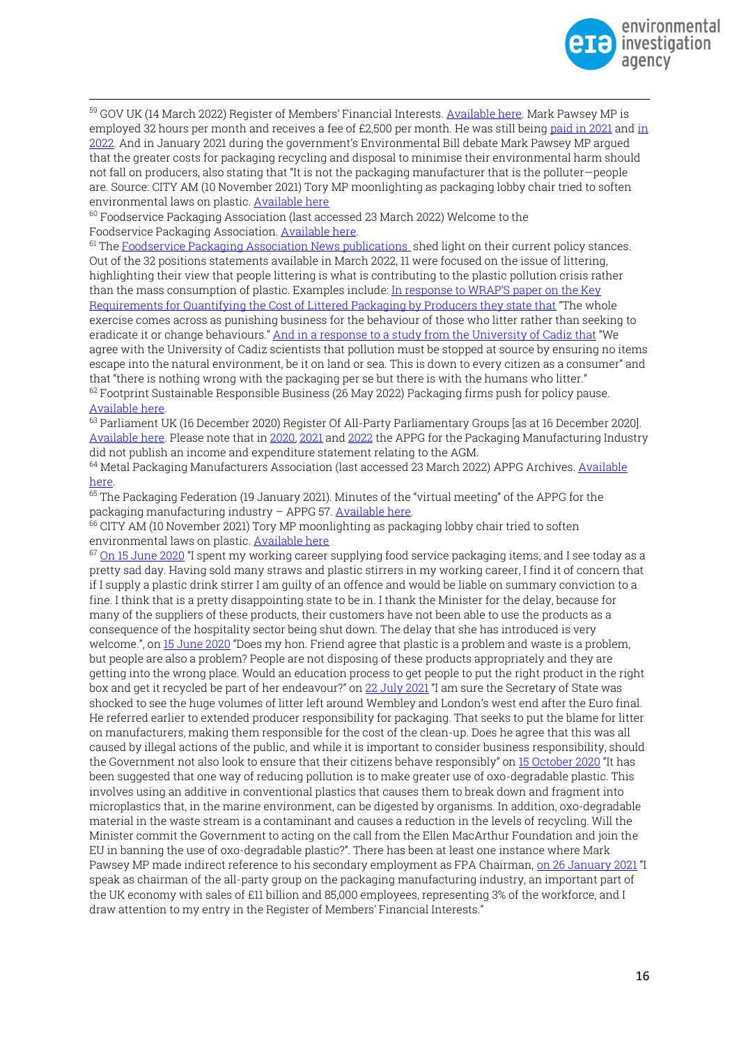[59] GOV UK (14 March 2022) Register of Members' Financial Interests. Available here. Mark Pawsey MP is employed 32 hours per month and receives a fee of £2,500 per month. He was still being paid in 2021 and in 2022. And in January 2021 during the government's Environmental Bill debate Mark Pawsey MP argued that the greater costs for packaging recycling and disposal to minimise their environmental harm should not fall on producers, also stating that "It is not the packaging manufacturer that is the polluter—people are. Source: CITY AM (10 November 2021) Tory MP moonlighting as packaging lobby chair tried to soften environmental laws on plastic. Available here

[60] Foodservice Packaging Association (last accessed 23 March 2022) Welcome to the Foodservice Packaging Association. Available here.

[61] The Foodservice Packaging Association News publications shed light on their current policy stances. Out of the 32 positions statements available in March 2022, 11 were focused on the issue of littering, highlighting their view that people littering is what is contributing to the plastic pollution crisis rather than the mass consumption of plastic. Examples include: In response to WRAP'S paper on the Key Requirements for Quantifying the Cost of Littered Packaging by Producers they state that "The whole exercise comes across as punishing business for the behaviour of those who litter rather than seeking to eradicate it or change behaviours." And in a response to a study from the University of Cadiz that "We agree with the University of Cadiz scientists that pollution must be stopped at source by ensuring no items escape into the natural environment, be it on land or sea. This is down to every citizen as a consumer" and that "there is nothing wrong with the packaging per se but there is with the humans who litter."

[62] Footprint Sustainable Responsible Business (26 May 2022) Packaging firms push for policy pause. Available here.

[63] Parliament UK (16 December 2020) Register Of All-Party Parliamentary Groups [as at 16 December 2020]. Available here. Please note that in 2020, 2021 and 2022 the APPG for the Packaging Manufacturing Industry did not publish an income and expenditure statement relating to the AGM.

[64] Metal Packaging Manufacturers Association (last accessed 23 March 2022) APPG Archives. Available here.

[65] The Packaging Federation (19 January 2021). Minutes of the "virtual meeting" of the APPG for the packaging manufacturing industry – APPG 57. Available here.

[66] CITY AM (10 November 2021) Tory MP moonlighting as packaging lobby chair tried to soften environmental laws on plastic. Available here

[67] On 15 June 2020 "I spent my working career supplying food service packaging items, and I see today as a pretty sad day. Having sold many straws and plastic stirrers in my working career, I find it of concern that if I supply a plastic drink stirrer I am guilty of an offence and would be liable on summary conviction to a fine. I think that is a pretty disappointing state to be in. I thank the Minister for the delay, because for many of the suppliers of these products, their customers have not been able to use the products as a consequence of the hospitality sector being shut down. The delay that she has introduced is very welcome.", on 15 June 2020 "Does my hon. Friend agree that plastic is a problem and waste is a problem, but people are also a problem? People are not disposing of these products appropriately and they are getting into the wrong place. Would an education process to get people to put the right product in the right box and get it recycled be part of her endeavour?" on 22 July 2021 "I am sure the Secretary of State was shocked to see the huge volumes of litter left around Wembley and London's west end after the Euro final. He referred earlier to extended producer responsibility for packaging. That seeks to put the blame for litter on manufacturers, making them responsible for the cost of the clean-up. Does he agree that this was all caused by illegal actions of the public, and while it is important to consider business responsibility, should the Government not also look to ensure that their citizens behave responsibly" on 15 October 2020 "It has been suggested that one way of reducing pollution is to make greater use of oxo-degradable plastic. This involves using an additive in conventional plastics that causes them to break down and fragment into microplastics that, in the marine environment, can be digested by organisms. In addition, oxo-degradable material in the waste stream is a contaminant and causes a reduction in the levels of recycling. Will the Minister commit the Government to acting on the call from the Ellen MacArthur Foundation and join the EU in banning the use of oxo-degradable plastic?". There has been at least one instance where Mark Pawsey MP made indirect reference to his secondary employment as FPA Chairman, on 26 January 2021 "I speak as chairman of the all-party group on the packaging manufacturing industry, an important part of the UK economy with sales of £11 billion and 85,000 employees, representing 3% of the workforce, and I draw attention to my entry in the Register of Members' Financial Interests."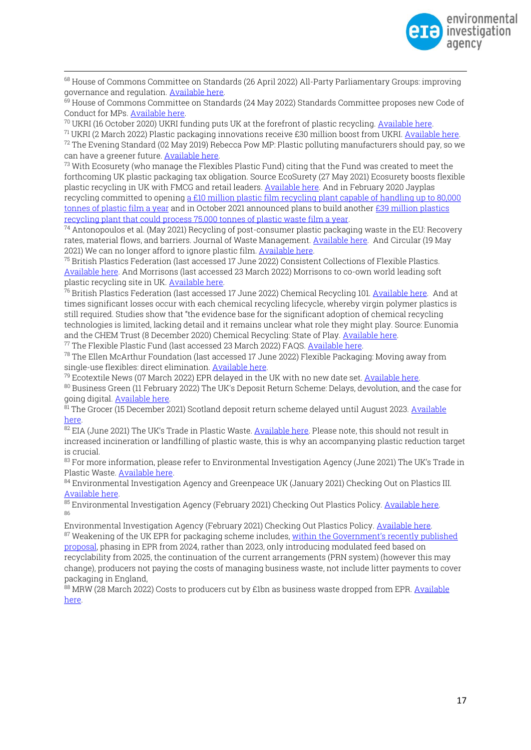[68] House of Commons Committee on Standards (26 April 2022) All-Party Parliamentary Groups: improving governance and regulation. Available here.

[69] House of Commons Committee on Standards (24 May 2022) Standards Committee proposes new Code of Conduct for MPs. Available here.

[70] UKRI (16 October 2020) UKRI funding puts UK at the forefront of plastic recycling. Available here.

[71] UKRI (2 March 2022) Plastic packaging innovations receive £30 million boost from UKRI. Available here.

[72] The Evening Standard (02 May 2019) Rebecca Pow MP: Plastic polluting manufacturers should pay, so we can have a greener future. Available here.

[73] With Ecosurety (who manage the Flexibles Plastic Fund) citing that the Fund was created to meet the forthcoming UK plastic packaging tax obligation. Source EcoSurety (27 May 2021) Ecosurety boosts flexible plastic recycling in UK with FMCG and retail leaders. Available here. And in February 2020 Jayplas recycling committed to opening a £10 million plastic film recycling plant capable of handling up to 80,000 tonnes of plastic film a year and in October 2021 announced plans to build another £39 million plastics recycling plant that could process 75,000 tonnes of plastic waste film a year.

[74] Antonopoulos et al. (May 2021) Recycling of post-consumer plastic packaging waste in the EU: Recovery rates, material flows, and barriers. Journal of Waste Management. Available here. And Circular (19 May 2021) We can no longer afford to ignore plastic film. Available here.

[75] British Plastics Federation (last accessed 17 June 2022) Consistent Collections of Flexible Plastics. Available here. And Morrisons (last accessed 23 March 2022) Morrisons to co-own world leading soft plastic recycling site in UK. Available here.

[76] British Plastics Federation (last accessed 17 June 2022) Chemical Recycling 101. Available here. And at times significant losses occur with each chemical recycling lifecycle, whereby virgin polymer plastics is still required. Studies show that "the evidence base for the significant adoption of chemical recycling technologies is limited, lacking detail and it remains unclear what role they might play. Source: Eunomia and the CHEM Trust (8 December 2020) Chemical Recycling: State of Play. Available here.

[77] The Flexible Plastic Fund (last accessed 23 March 2022) FAQS. Available here.

[78] The Ellen McArthur Foundation (last accessed 17 June 2022) Flexible Packaging: Moving away from single-use flexibles: direct elimination. Available here.

[79] Ecotextile News (07 March 2022) EPR delayed in the UK with no new date set. Available here.

[80] Business Green (11 February 2022) The UK's Deposit Return Scheme: Delays, devolution, and the case for going digital. Available here.

[81] The Grocer (15 December 2021) Scotland deposit return scheme delayed until August 2023. Available here.

[82] EIA (June 2021) The UK's Trade in Plastic Waste. Available here. Please note, this should not result in increased incineration or landfilling of plastic waste, this is why an accompanying plastic reduction target is crucial.

[83] For more information, please refer to Environmental Investigation Agency (June 2021) The UK's Trade in Plastic Waste. Available here.

[84] Environmental Investigation Agency and Greenpeace UK (January 2021) Checking Out on Plastics III. Available here.

[85] Environmental Investigation Agency (February 2021) Checking Out Plastics Policy. Available here.

[86] Environmental Investigation Agency (February 2021) Checking Out Plastics Policy. Available here.

[87] Weakening of the UK EPR for packaging scheme includes, within the Government's recently published proposal, phasing in EPR from 2024, rather than 2023, only introducing modulated feed based on recyclability from 2025, the continuation of the current arrangements (PRN system) (however this may change), producers not paying the costs of managing business waste, not include litter payments to cover packaging in England,

[88] MRW (28 March 2022) Costs to producers cut by £1bn as business waste dropped from EPR. Available here.